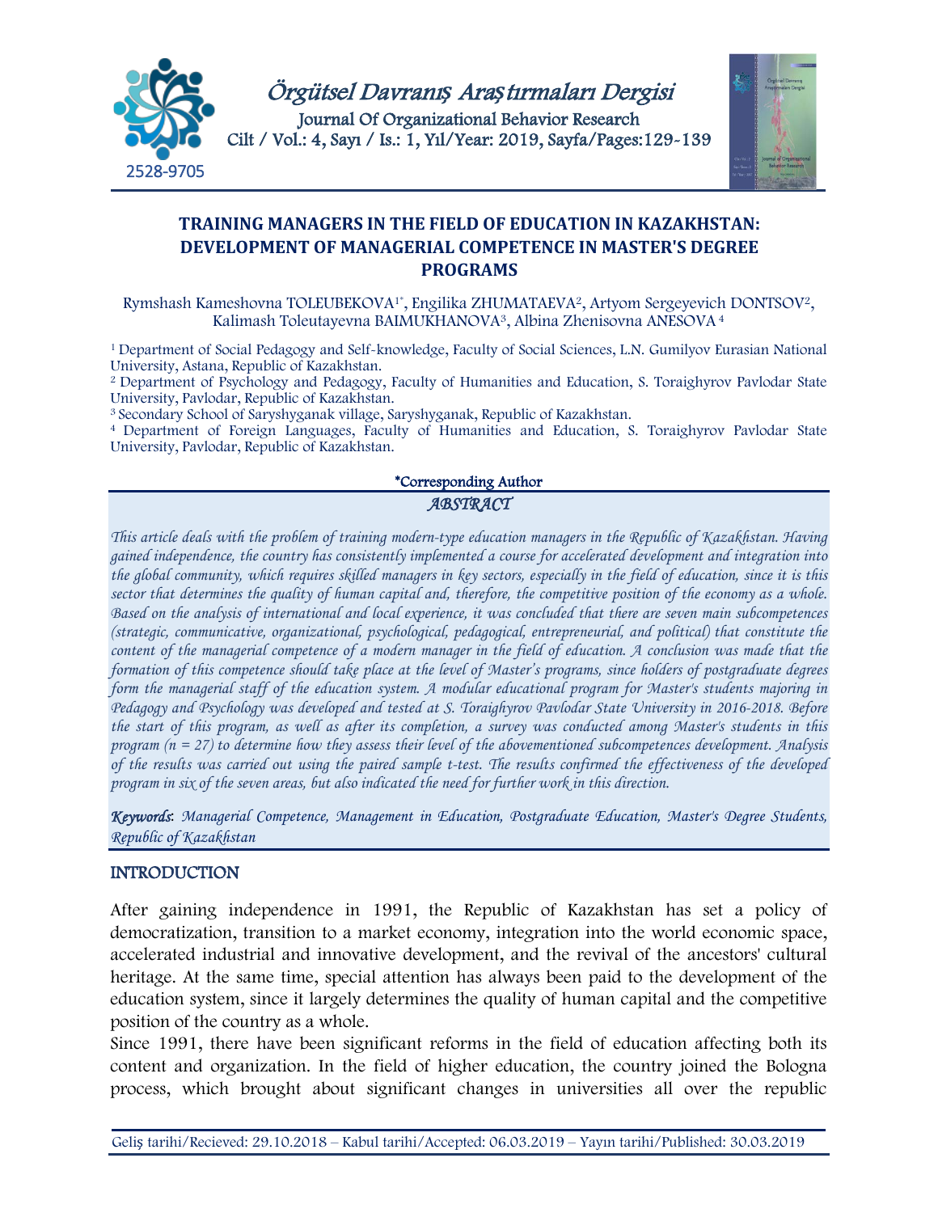# TRAINING MANAGERS IN THE FIELD OF EDUCATION IN KAZAKHSTAN: DEVELOPMENT OF MANAGERIAL COMPETENCE IN MASTER'S DEGREE PROGRAMS

Rymshash Kameshovna TOLEUBEKOVA[1*], Engilika ZHUMATAEVA[2], Artyom Sergeyevich DONTSOV[2], Kalimash Toleutayevna BAIMUKHANOVA[3], Albina Zhenisovna ANESOVA[4]

[1] Department of Social Pedagogy and Self-knowledge, Faculty of Social Sciences, L.N. Gumilyov Eurasian National University, Astana, Republic of Kazakhstan.
[2] Department of Psychology and Pedagogy, Faculty of Humanities and Education, S. Toraighyrov Pavlodar State University, Pavlodar, Republic of Kazakhstan.
[3] Secondary School of Saryshyganak village, Saryshyganak, Republic of Kazakhstan.
[4] Department of Foreign Languages, Faculty of Humanities and Education, S. Toraighyrov Pavlodar State University, Pavlodar, Republic of Kazakhstan.

*Corresponding Author

## ABSTRACT

*This article deals with the problem of training modern-type education managers in the Republic of Kazakhstan. Having gained independence, the country has consistently implemented a course for accelerated development and integration into the global community, which requires skilled managers in key sectors, especially in the field of education, since it is this sector that determines the quality of human capital and, therefore, the competitive position of the economy as a whole. Based on the analysis of international and local experience, it was concluded that there are seven main subcompetences (strategic, communicative, organizational, psychological, pedagogical, entrepreneurial, and political) that constitute the content of the managerial competence of a modern manager in the field of education. A conclusion was made that the formation of this competence should take place at the level of Master's programs, since holders of postgraduate degrees form the managerial staff of the education system. A modular educational program for Master's students majoring in Pedagogy and Psychology was developed and tested at S. Toraighyrov Pavlodar State University in 2016-2018. Before the start of this program, as well as after its completion, a survey was conducted among Master's students in this program (n = 27) to determine how they assess their level of the abovementioned subcompetences development. Analysis of the results was carried out using the paired sample t-test. The results confirmed the effectiveness of the developed program in six of the seven areas, but also indicated the need for further work in this direction.*

***Keywords***: *Managerial Competence, Management in Education, Postgraduate Education, Master's Degree Students, Republic of Kazakhstan*

## INTRODUCTION

After gaining independence in 1991, the Republic of Kazakhstan has set a policy of democratization, transition to a market economy, integration into the world economic space, accelerated industrial and innovative development, and the revival of the ancestors' cultural heritage. At the same time, special attention has always been paid to the development of the education system, since it largely determines the quality of human capital and the competitive position of the country as a whole.

Since 1991, there have been significant reforms in the field of education affecting both its content and organization. In the field of higher education, the country joined the Bologna process, which brought about significant changes in universities all over the republic

Geliş tarihi/Recieved: 29.10.2018 – Kabul tarihi/Accepted: 06.03.2019 – Yayın tarihi/Published: 30.03.2019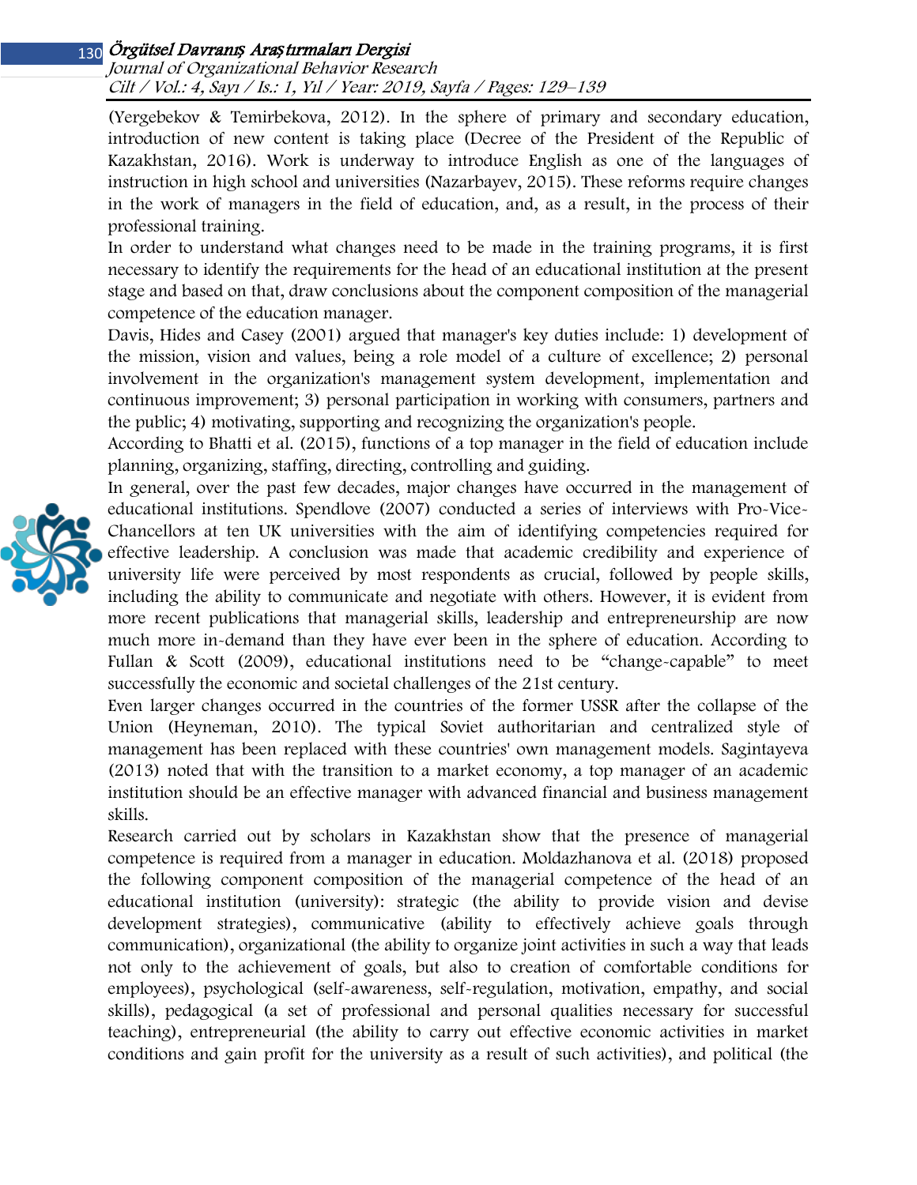(Yergebekov & Temirbekova, 2012). In the sphere of primary and secondary education, introduction of new content is taking place (Decree of the President of the Republic of Kazakhstan, 2016). Work is underway to introduce English as one of the languages of instruction in high school and universities (Nazarbayev, 2015). These reforms require changes in the work of managers in the field of education, and, as a result, in the process of their professional training.

In order to understand what changes need to be made in the training programs, it is first necessary to identify the requirements for the head of an educational institution at the present stage and based on that, draw conclusions about the component composition of the managerial competence of the education manager.

Davis, Hides and Casey (2001) argued that manager's key duties include: 1) development of the mission, vision and values, being a role model of a culture of excellence; 2) personal involvement in the organization's management system development, implementation and continuous improvement; 3) personal participation in working with consumers, partners and the public; 4) motivating, supporting and recognizing the organization's people.

According to Bhatti et al. (2015), functions of a top manager in the field of education include planning, organizing, staffing, directing, controlling and guiding.

In general, over the past few decades, major changes have occurred in the management of educational institutions. Spendlove (2007) conducted a series of interviews with Pro-Vice-Chancellors at ten UK universities with the aim of identifying competencies required for effective leadership. A conclusion was made that academic credibility and experience of university life were perceived by most respondents as crucial, followed by people skills, including the ability to communicate and negotiate with others. However, it is evident from more recent publications that managerial skills, leadership and entrepreneurship are now much more in-demand than they have ever been in the sphere of education. According to Fullan & Scott (2009), educational institutions need to be "change-capable" to meet successfully the economic and societal challenges of the 21st century.

Even larger changes occurred in the countries of the former USSR after the collapse of the Union (Heyneman, 2010). The typical Soviet authoritarian and centralized style of management has been replaced with these countries' own management models. Sagintayeva (2013) noted that with the transition to a market economy, a top manager of an academic institution should be an effective manager with advanced financial and business management skills.

Research carried out by scholars in Kazakhstan show that the presence of managerial competence is required from a manager in education. Moldazhanova et al. (2018) proposed the following component composition of the managerial competence of the head of an educational institution (university): strategic (the ability to provide vision and devise development strategies), communicative (ability to effectively achieve goals through communication), organizational (the ability to organize joint activities in such a way that leads not only to the achievement of goals, but also to creation of comfortable conditions for employees), psychological (self-awareness, self-regulation, motivation, empathy, and social skills), pedagogical (a set of professional and personal qualities necessary for successful teaching), entrepreneurial (the ability to carry out effective economic activities in market conditions and gain profit for the university as a result of such activities), and political (the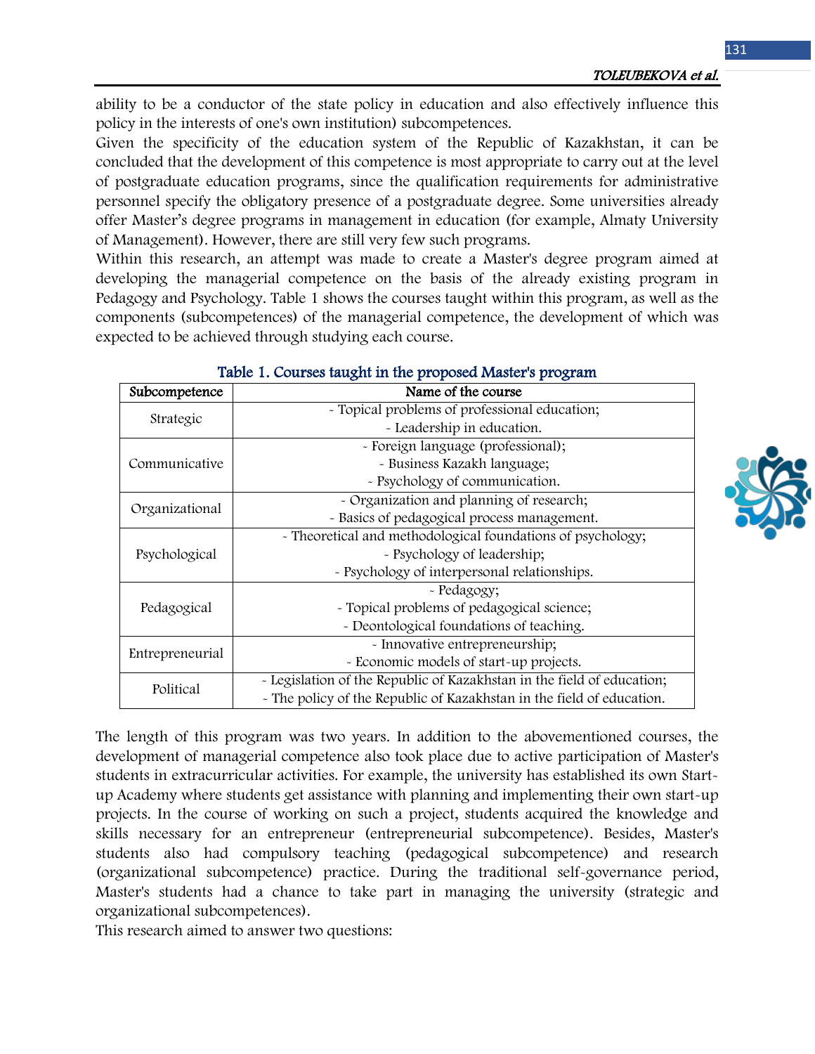ability to be a conductor of the state policy in education and also effectively influence this policy in the interests of one's own institution) subcompetences.

Given the specificity of the education system of the Republic of Kazakhstan, it can be concluded that the development of this competence is most appropriate to carry out at the level of postgraduate education programs, since the qualification requirements for administrative personnel specify the obligatory presence of a postgraduate degree. Some universities already offer Master's degree programs in management in education (for example, Almaty University of Management). However, there are still very few such programs.

Within this research, an attempt was made to create a Master's degree program aimed at developing the managerial competence on the basis of the already existing program in Pedagogy and Psychology. Table 1 shows the courses taught within this program, as well as the components (subcompetences) of the managerial competence, the development of which was expected to be achieved through studying each course.

**Table 1. Courses taught in the proposed Master's program**

| Subcompetence | Name of the course |
|---|---|
| Strategic | - Topical problems of professional education;<br>- Leadership in education. |
| Communicative | - Foreign language (professional);<br>- Business Kazakh language;<br>- Psychology of communication. |
| Organizational | - Organization and planning of research;<br>- Basics of pedagogical process management. |
| Psychological | - Theoretical and methodological foundations of psychology;<br>- Psychology of leadership;<br>- Psychology of interpersonal relationships. |
| Pedagogical | - Pedagogy;<br>- Topical problems of pedagogical science;<br>- Deontological foundations of teaching. |
| Entrepreneurial | - Innovative entrepreneurship;<br>- Economic models of start-up projects. |
| Political | - Legislation of the Republic of Kazakhstan in the field of education;<br>- The policy of the Republic of Kazakhstan in the field of education. |

The length of this program was two years. In addition to the abovementioned courses, the development of managerial competence also took place due to active participation of Master's students in extracurricular activities. For example, the university has established its own Start-up Academy where students get assistance with planning and implementing their own start-up projects. In the course of working on such a project, students acquired the knowledge and skills necessary for an entrepreneur (entrepreneurial subcompetence). Besides, Master's students also had compulsory teaching (pedagogical subcompetence) and research (organizational subcompetence) practice. During the traditional self-governance period, Master's students had a chance to take part in managing the university (strategic and organizational subcompetences).

This research aimed to answer two questions: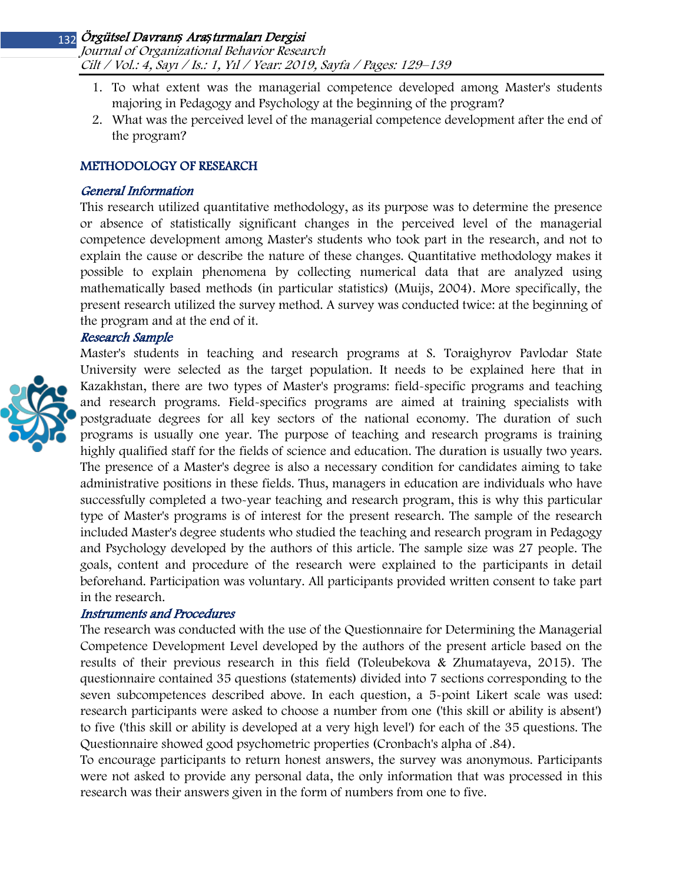1. To what extent was the managerial competence developed among Master's students majoring in Pedagogy and Psychology at the beginning of the program?
2. What was the perceived level of the managerial competence development after the end of the program?

## METHODOLOGY OF RESEARCH

### *General Information*

This research utilized quantitative methodology, as its purpose was to determine the presence or absence of statistically significant changes in the perceived level of the managerial competence development among Master's students who took part in the research, and not to explain the cause or describe the nature of these changes. Quantitative methodology makes it possible to explain phenomena by collecting numerical data that are analyzed using mathematically based methods (in particular statistics) (Muijs, 2004). More specifically, the present research utilized the survey method. A survey was conducted twice: at the beginning of the program and at the end of it.

### *Research Sample*

Master's students in teaching and research programs at S. Toraighyrov Pavlodar State University were selected as the target population. It needs to be explained here that in Kazakhstan, there are two types of Master's programs: field-specific programs and teaching and research programs. Field-specifics programs are aimed at training specialists with postgraduate degrees for all key sectors of the national economy. The duration of such programs is usually one year. The purpose of teaching and research programs is training highly qualified staff for the fields of science and education. The duration is usually two years. The presence of a Master's degree is also a necessary condition for candidates aiming to take administrative positions in these fields. Thus, managers in education are individuals who have successfully completed a two-year teaching and research program, this is why this particular type of Master's programs is of interest for the present research. The sample of the research included Master's degree students who studied the teaching and research program in Pedagogy and Psychology developed by the authors of this article. The sample size was 27 people. The goals, content and procedure of the research were explained to the participants in detail beforehand. Participation was voluntary. All participants provided written consent to take part in the research.

### *Instruments and Procedures*

The research was conducted with the use of the Questionnaire for Determining the Managerial Competence Development Level developed by the authors of the present article based on the results of their previous research in this field (Toleubekova & Zhumatayeva, 2015). The questionnaire contained 35 questions (statements) divided into 7 sections corresponding to the seven subcompetences described above. In each question, a 5-point Likert scale was used: research participants were asked to choose a number from one ('this skill or ability is absent') to five ('this skill or ability is developed at a very high level') for each of the 35 questions. The Questionnaire showed good psychometric properties (Cronbach's alpha of .84).

To encourage participants to return honest answers, the survey was anonymous. Participants were not asked to provide any personal data, the only information that was processed in this research was their answers given in the form of numbers from one to five.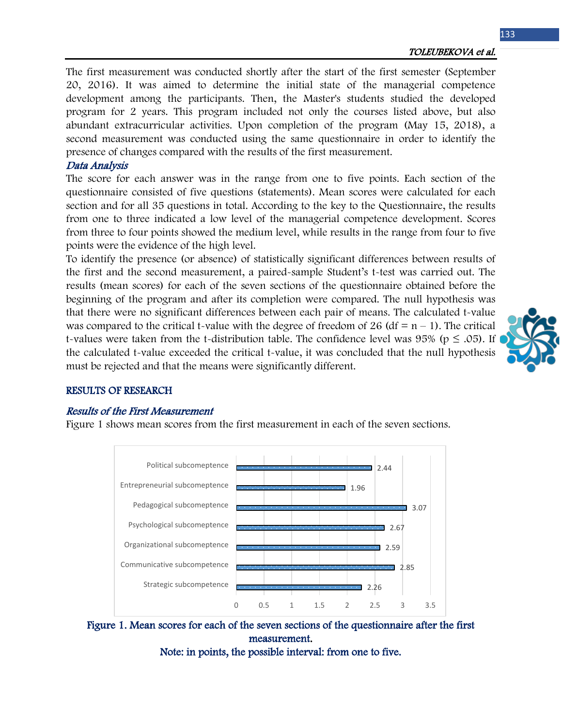The first measurement was conducted shortly after the start of the first semester (September 20, 2016). It was aimed to determine the initial state of the managerial competence development among the participants. Then, the Master's students studied the developed program for 2 years. This program included not only the courses listed above, but also abundant extracurricular activities. Upon completion of the program (May 15, 2018), a second measurement was conducted using the same questionnaire in order to identify the presence of changes compared with the results of the first measurement.

### *Data Analysis*

The score for each answer was in the range from one to five points. Each section of the questionnaire consisted of five questions (statements). Mean scores were calculated for each section and for all 35 questions in total. According to the key to the Questionnaire, the results from one to three indicated a low level of the managerial competence development. Scores from three to four points showed the medium level, while results in the range from four to five points were the evidence of the high level.

To identify the presence (or absence) of statistically significant differences between results of the first and the second measurement, a paired-sample Student's t-test was carried out. The results (mean scores) for each of the seven sections of the questionnaire obtained before the beginning of the program and after its completion were compared. The null hypothesis was that there were no significant differences between each pair of means. The calculated t-value was compared to the critical t-value with the degree of freedom of 26 ($df = n - 1$). The critical t-values were taken from the t-distribution table. The confidence level was 95% ($p \leq .05$). If the calculated t-value exceeded the critical t-value, it was concluded that the null hypothesis must be rejected and that the means were significantly different.

## RESULTS OF RESEARCH

### *Results of the First Measurement*

Figure 1 shows mean scores from the first measurement in each of the seven sections.

| Section | Mean score |
|---|---|
| Political subcompetence | 2.44 |
| Entrepreneurial subcompetence | 1.96 |
| Pedagogical subcompetence | 3.07 |
| Psychological subcompetence | 2.67 |
| Organizational subcompetence | 2.59 |
| Communicative subcompetence | 2.85 |
| Strategic subcompetence | 2.26 |

**Figure 1. Mean scores for each of the seven sections of the questionnaire after the first measurement.**
**Note: in points, the possible interval: from one to five.**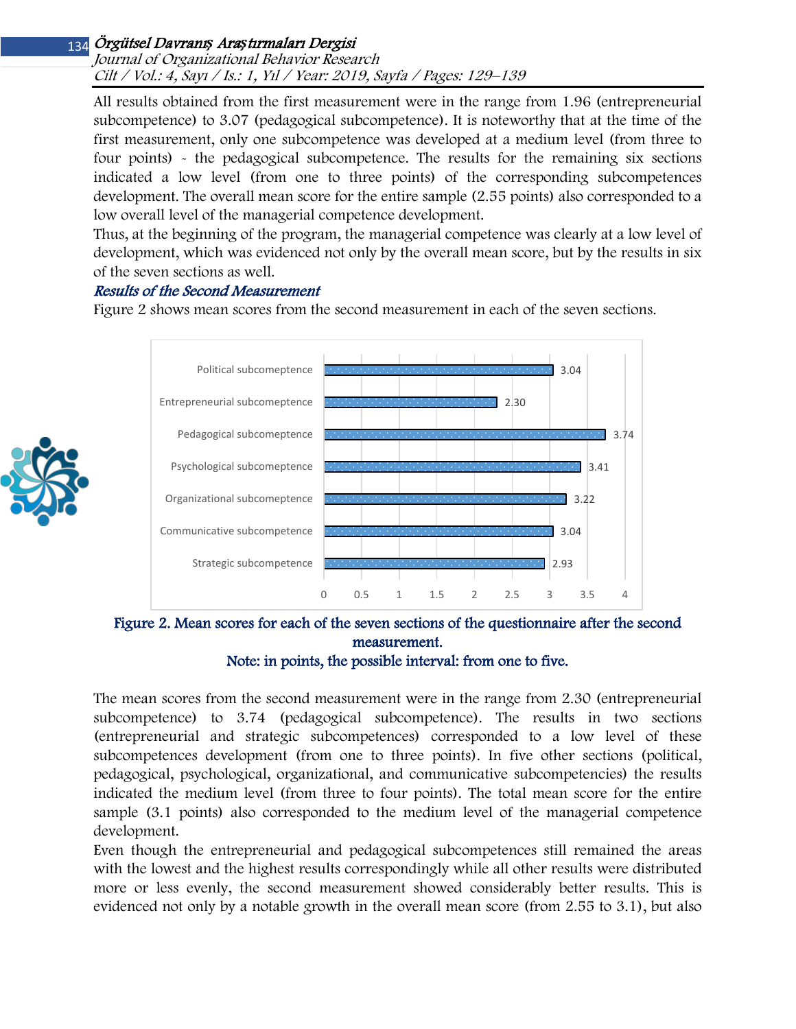All results obtained from the first measurement were in the range from 1.96 (entrepreneurial subcompetence) to 3.07 (pedagogical subcompetence). It is noteworthy that at the time of the first measurement, only one subcompetence was developed at a medium level (from three to four points) - the pedagogical subcompetence. The results for the remaining six sections indicated a low level (from one to three points) of the corresponding subcompetences development. The overall mean score for the entire sample (2.55 points) also corresponded to a low overall level of the managerial competence development.

Thus, at the beginning of the program, the managerial competence was clearly at a low level of development, which was evidenced not only by the overall mean score, but by the results in six of the seven sections as well.

### *Results of the Second Measurement*

Figure 2 shows mean scores from the second measurement in each of the seven sections.

| Subcompetence | Mean score |
|---|---|
| Political subcomepetence | 3.04 |
| Entrepreneurial subcomepetence | 2.30 |
| Pedagogical subcomepetence | 3.74 |
| Psychological subcomepetence | 3.41 |
| Organizational subcomepetence | 3.22 |
| Communicative subcomepetence | 3.04 |
| Strategic subcomepetence | 2.93 |

**Figure 2. Mean scores for each of the seven sections of the questionnaire after the second measurement.**

**Note: in points, the possible interval: from one to five.**

The mean scores from the second measurement were in the range from 2.30 (entrepreneurial subcompetence) to 3.74 (pedagogical subcompetence). The results in two sections (entrepreneurial and strategic subcompetences) corresponded to a low level of these subcompetences development (from one to three points). In five other sections (political, pedagogical, psychological, organizational, and communicative subcompetencies) the results indicated the medium level (from three to four points). The total mean score for the entire sample (3.1 points) also corresponded to the medium level of the managerial competence development.

Even though the entrepreneurial and pedagogical subcompetences still remained the areas with the lowest and the highest results correspondingly while all other results were distributed more or less evenly, the second measurement showed considerably better results. This is evidenced not only by a notable growth in the overall mean score (from 2.55 to 3.1), but also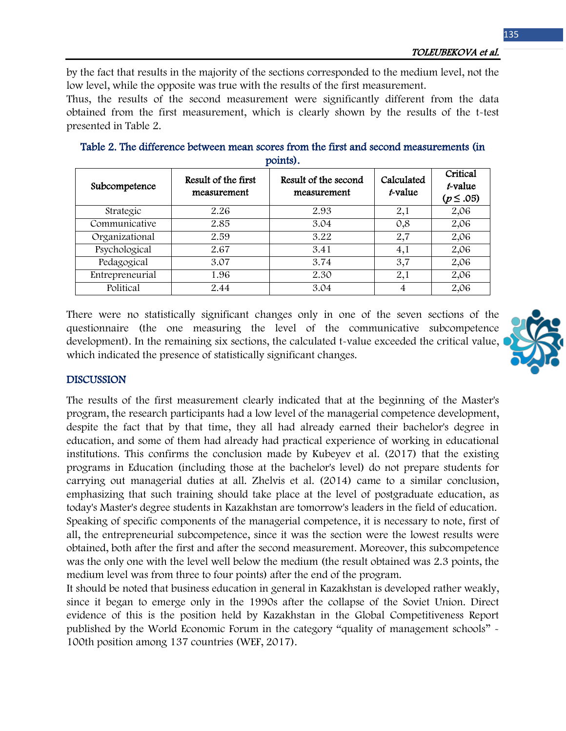by the fact that results in the majority of the sections corresponded to the medium level, not the low level, while the opposite was true with the results of the first measurement.

Thus, the results of the second measurement were significantly different from the data obtained from the first measurement, which is clearly shown by the results of the t-test presented in Table 2.

**Table 2. The difference between mean scores from the first and second measurements (in points).**

| Subcompetence | Result of the first measurement | Result of the second measurement | Calculated *t*-value | Critical *t*-value ($p \leq .05$) |
|---|---|---|---|---|
| Strategic | 2.26 | 2.93 | 2,1 | 2,06 |
| Communicative | 2.85 | 3.04 | 0,8 | 2,06 |
| Organizational | 2.59 | 3.22 | 2,7 | 2,06 |
| Psychological | 2.67 | 3.41 | 4,1 | 2,06 |
| Pedagogical | 3.07 | 3.74 | 3,7 | 2,06 |
| Entrepreneurial | 1.96 | 2.30 | 2,1 | 2,06 |
| Political | 2.44 | 3.04 | 4 | 2,06 |

There were no statistically significant changes only in one of the seven sections of the questionnaire (the one measuring the level of the communicative subcompetence development). In the remaining six sections, the calculated t-value exceeded the critical value, which indicated the presence of statistically significant changes.

## DISCUSSION

The results of the first measurement clearly indicated that at the beginning of the Master's program, the research participants had a low level of the managerial competence development, despite the fact that by that time, they all had already earned their bachelor's degree in education, and some of them had already had practical experience of working in educational institutions. This confirms the conclusion made by Kubeyev et al. (2017) that the existing programs in Education (including those at the bachelor's level) do not prepare students for carrying out managerial duties at all. Zhelvis et al. (2014) came to a similar conclusion, emphasizing that such training should take place at the level of postgraduate education, as today's Master's degree students in Kazakhstan are tomorrow's leaders in the field of education.

Speaking of specific components of the managerial competence, it is necessary to note, first of all, the entrepreneurial subcompetence, since it was the section were the lowest results were obtained, both after the first and after the second measurement. Moreover, this subcompetence was the only one with the level well below the medium (the result obtained was 2.3 points, the medium level was from three to four points) after the end of the program.

It should be noted that business education in general in Kazakhstan is developed rather weakly, since it began to emerge only in the 1990s after the collapse of the Soviet Union. Direct evidence of this is the position held by Kazakhstan in the Global Competitiveness Report published by the World Economic Forum in the category "quality of management schools" - 100th position among 137 countries (WEF, 2017).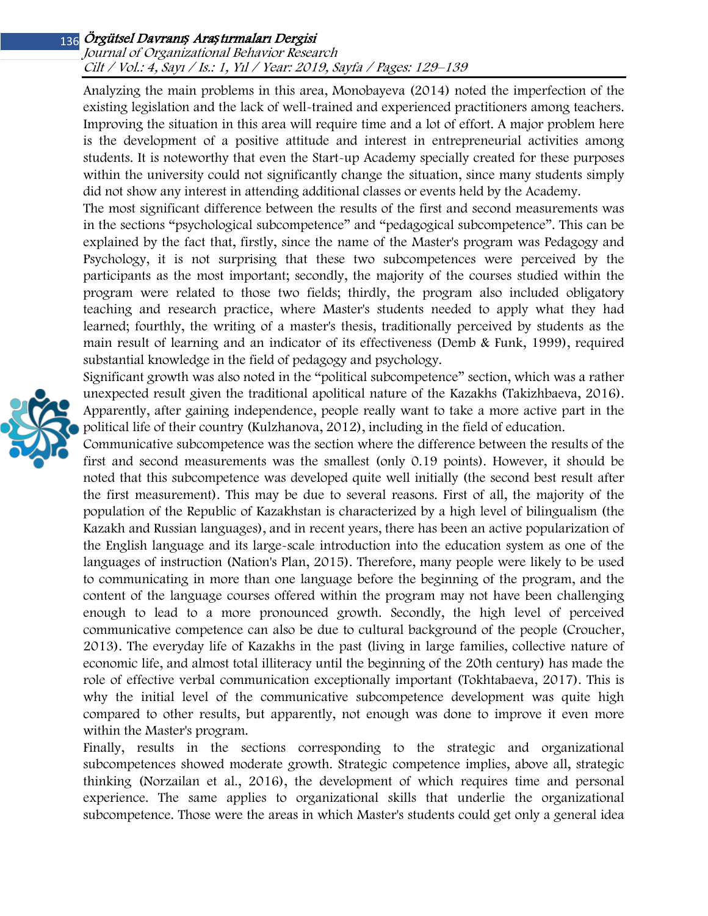Analyzing the main problems in this area, Monobayeva (2014) noted the imperfection of the existing legislation and the lack of well-trained and experienced practitioners among teachers. Improving the situation in this area will require time and a lot of effort. A major problem here is the development of a positive attitude and interest in entrepreneurial activities among students. It is noteworthy that even the Start-up Academy specially created for these purposes within the university could not significantly change the situation, since many students simply did not show any interest in attending additional classes or events held by the Academy.

The most significant difference between the results of the first and second measurements was in the sections "psychological subcompetence" and "pedagogical subcompetence". This can be explained by the fact that, firstly, since the name of the Master's program was Pedagogy and Psychology, it is not surprising that these two subcompetences were perceived by the participants as the most important; secondly, the majority of the courses studied within the program were related to those two fields; thirdly, the program also included obligatory teaching and research practice, where Master's students needed to apply what they had learned; fourthly, the writing of a master's thesis, traditionally perceived by students as the main result of learning and an indicator of its effectiveness (Demb & Funk, 1999), required substantial knowledge in the field of pedagogy and psychology.

Significant growth was also noted in the "political subcompetence" section, which was a rather unexpected result given the traditional apolitical nature of the Kazakhs (Takizhbaeva, 2016). Apparently, after gaining independence, people really want to take a more active part in the political life of their country (Kulzhanova, 2012), including in the field of education.

Communicative subcompetence was the section where the difference between the results of the first and second measurements was the smallest (only 0.19 points). However, it should be noted that this subcompetence was developed quite well initially (the second best result after the first measurement). This may be due to several reasons. First of all, the majority of the population of the Republic of Kazakhstan is characterized by a high level of bilingualism (the Kazakh and Russian languages), and in recent years, there has been an active popularization of the English language and its large-scale introduction into the education system as one of the languages of instruction (Nation's Plan, 2015). Therefore, many people were likely to be used to communicating in more than one language before the beginning of the program, and the content of the language courses offered within the program may not have been challenging enough to lead to a more pronounced growth. Secondly, the high level of perceived communicative competence can also be due to cultural background of the people (Croucher, 2013). The everyday life of Kazakhs in the past (living in large families, collective nature of economic life, and almost total illiteracy until the beginning of the 20th century) has made the role of effective verbal communication exceptionally important (Tokhtabaeva, 2017). This is why the initial level of the communicative subcompetence development was quite high compared to other results, but apparently, not enough was done to improve it even more within the Master's program.

Finally, results in the sections corresponding to the strategic and organizational subcompetences showed moderate growth. Strategic competence implies, above all, strategic thinking (Norzailan et al., 2016), the development of which requires time and personal experience. The same applies to organizational skills that underlie the organizational subcompetence. Those were the areas in which Master's students could get only a general idea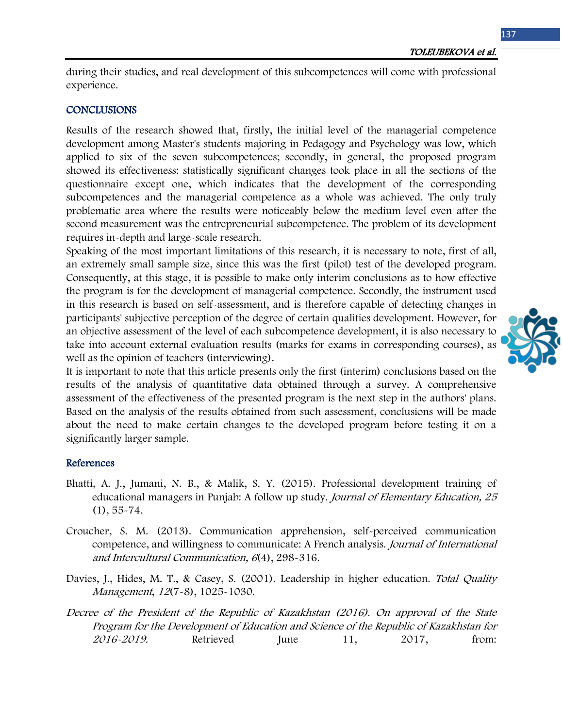during their studies, and real development of this subcompetences will come with professional experience.

## CONCLUSIONS

Results of the research showed that, firstly, the initial level of the managerial competence development among Master's students majoring in Pedagogy and Psychology was low, which applied to six of the seven subcompetences; secondly, in general, the proposed program showed its effectiveness: statistically significant changes took place in all the sections of the questionnaire except one, which indicates that the development of the corresponding subcompetences and the managerial competence as a whole was achieved. The only truly problematic area where the results were noticeably below the medium level even after the second measurement was the entrepreneurial subcompetence. The problem of its development requires in-depth and large-scale research.

Speaking of the most important limitations of this research, it is necessary to note, first of all, an extremely small sample size, since this was the first (pilot) test of the developed program. Consequently, at this stage, it is possible to make only interim conclusions as to how effective the program is for the development of managerial competence. Secondly, the instrument used in this research is based on self-assessment, and is therefore capable of detecting changes in participants' subjective perception of the degree of certain qualities development. However, for an objective assessment of the level of each subcompetence development, it is also necessary to take into account external evaluation results (marks for exams in corresponding courses), as well as the opinion of teachers (interviewing).

It is important to note that this article presents only the first (interim) conclusions based on the results of the analysis of quantitative data obtained through a survey. A comprehensive assessment of the effectiveness of the presented program is the next step in the authors' plans. Based on the analysis of the results obtained from such assessment, conclusions will be made about the need to make certain changes to the developed program before testing it on a significantly larger sample.

## References

Bhatti, A. J., Jumani, N. B., & Malik, S. Y. (2015). Professional development training of educational managers in Punjab: A follow up study. *Journal of Elementary Education, 25* (1), 55-74.

Croucher, S. M. (2013). Communication apprehension, self-perceived communication competence, and willingness to communicate: A French analysis. *Journal of International and Intercultural Communication, 6*(4), 298-316.

Davies, J., Hides, M. T., & Casey, S. (2001). Leadership in higher education. *Total Quality Management*, *12*(7-8), 1025-1030.

*Decree of the President of the Republic of Kazakhstan (2016). On approval of the State Program for the Development of Education and Science of the Republic of Kazakhstan for 2016-2019.* Retrieved June 11, 2017, from: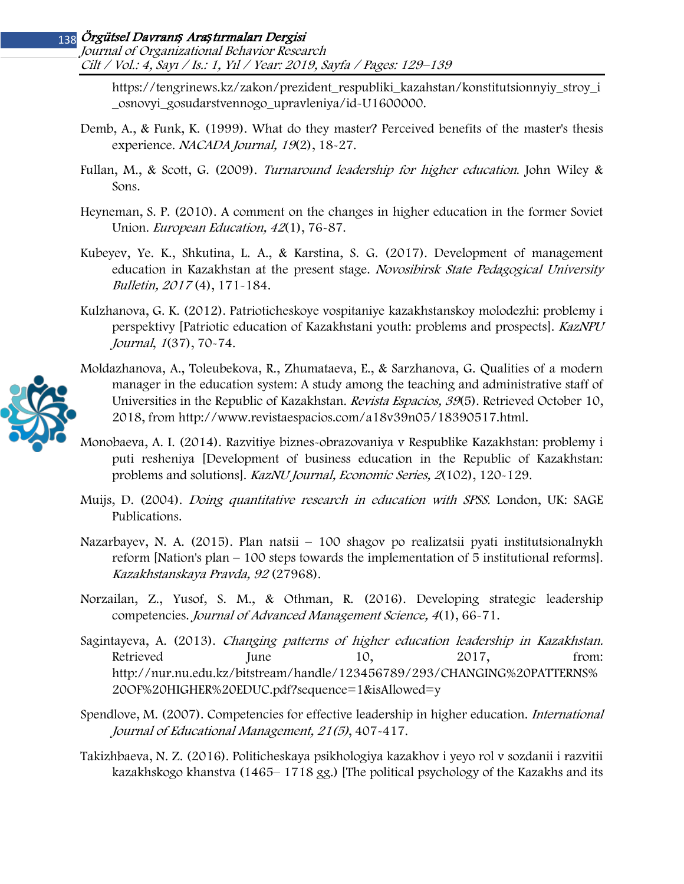https://tengrinews.kz/zakon/prezident_respubliki_kazahstan/konstitutsionnyiy_stroy_i_osnovyi_gosudarstvennogo_upravleniya/id-U1600000.

Demb, A., & Funk, K. (1999). What do they master? Perceived benefits of the master's thesis experience. *NACADA Journal, 19*(2), 18-27.

Fullan, M., & Scott, G. (2009). *Turnaround leadership for higher education*. John Wiley & Sons.

Heyneman, S. P. (2010). A comment on the changes in higher education in the former Soviet Union. *European Education, 42*(1), 76-87.

Kubeyev, Ye. K., Shkutina, L. A., & Karstina, S. G. (2017). Development of management education in Kazakhstan at the present stage. *Novosibirsk State Pedagogical University Bulletin, 2017* (4), 171-184.

Kulzhanova, G. K. (2012). Patrioticheskoye vospitaniye kazakhstanskoy molodezhi: problemy i perspektivy [Patriotic education of Kazakhstani youth: problems and prospects]. *KazNPU Journal, 1*(37), 70-74.

Moldazhanova, A., Toleubekova, R., Zhumataeva, E., & Sarzhanova, G. Qualities of a modern manager in the education system: A study among the teaching and administrative staff of Universities in the Republic of Kazakhstan. *Revista Espacios, 39*(5). Retrieved October 10, 2018, from http://www.revistaespacios.com/a18v39n05/18390517.html.

Monobaeva, A. I. (2014). Razvitiye biznes-obrazovaniya v Respublike Kazakhstan: problemy i puti resheniya [Development of business education in the Republic of Kazakhstan: problems and solutions]. *KazNU Journal, Economic Series, 2*(102), 120-129.

Muijs, D. (2004). *Doing quantitative research in education with SPSS.* London, UK: SAGE Publications.

Nazarbayev, N. A. (2015). Plan natsii – 100 shagov po realizatsii pyati institutsionalnykh reform [Nation's plan – 100 steps towards the implementation of 5 institutional reforms]. *Kazakhstanskaya Pravda, 92* (27968).

Norzailan, Z., Yusof, S. M., & Othman, R. (2016). Developing strategic leadership competencies. *Journal of Advanced Management Science, 4*(1), 66-71.

Sagintayeva, A. (2013). *Changing patterns of higher education leadership in Kazakhstan.* Retrieved June 10, 2017, from: http://nur.nu.edu.kz/bitstream/handle/123456789/293/CHANGING%20PATTERNS%20OF%20HIGHER%20EDUC.pdf?sequence=1&isAllowed=y

Spendlove, M. (2007). Competencies for effective leadership in higher education. *International Journal of Educational Management, 21(5)*, 407-417.

Takizhbaeva, N. Z. (2016). Politicheskaya psikhologiya kazakhov i yeyo rol v sozdanii i razvitii kazakhskogo khanstva (1465– 1718 gg.) [The political psychology of the Kazakhs and its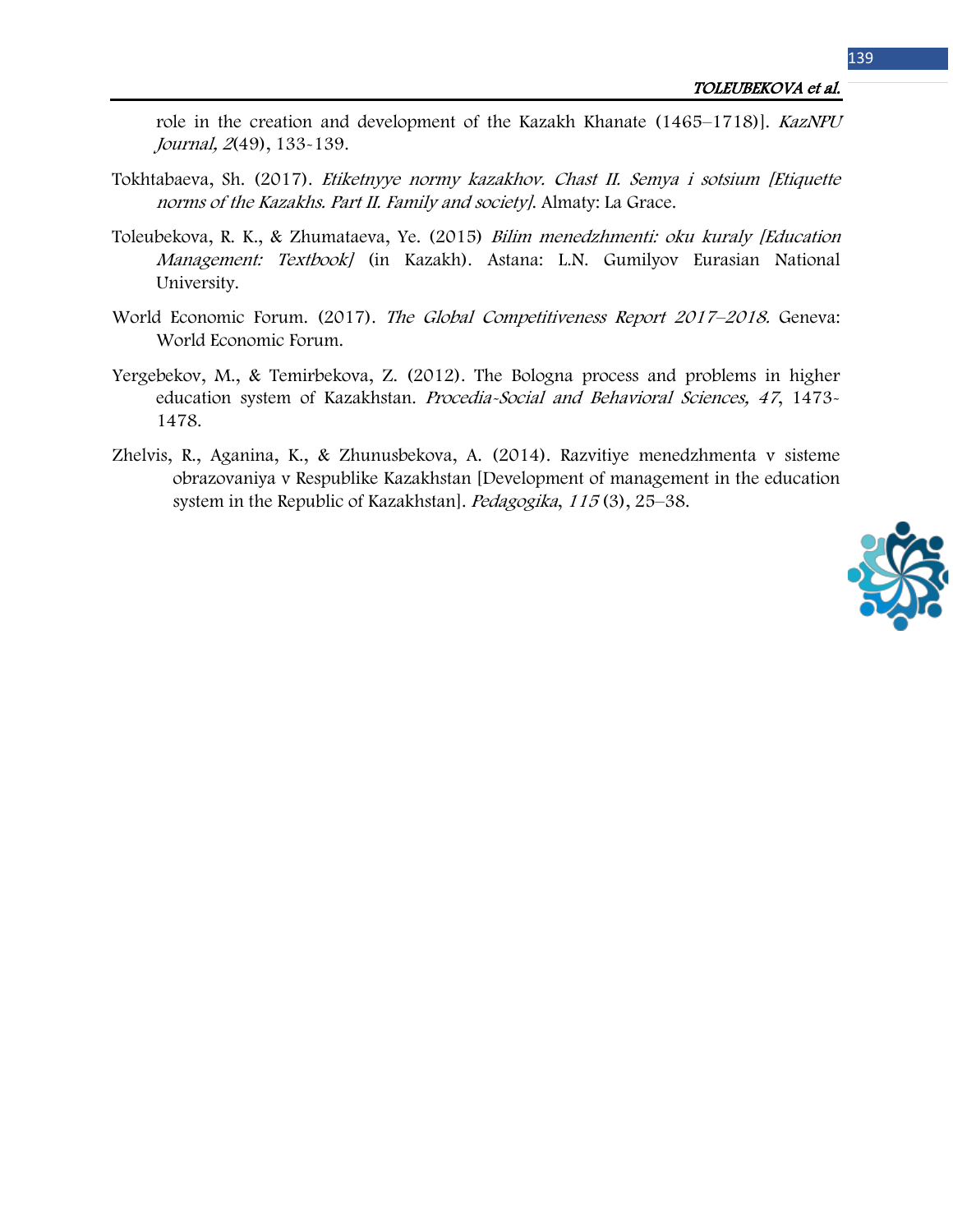role in the creation and development of the Kazakh Khanate (1465–1718)]. *KazNPU Journal, 2*(49), 133-139.

Tokhtabaeva, Sh. (2017). *Etiketnyye normy kazakhov. Chast II. Semya i sotsium [Etiquette norms of the Kazakhs. Part II. Family and society]*. Almaty: La Grace.

Toleubekova, R. K., & Zhumataeva, Ye. (2015) *Bilim menedzhmenti: oku kuraly [Education Management: Textbook]* (in Kazakh). Astana: L.N. Gumilyov Eurasian National University.

World Economic Forum. (2017). *The Global Competitiveness Report 2017–2018.* Geneva: World Economic Forum.

Yergebekov, M., & Temirbekova, Z. (2012). The Bologna process and problems in higher education system of Kazakhstan. *Procedia-Social and Behavioral Sciences, 47*, 1473-1478.

Zhelvis, R., Aganina, K., & Zhunusbekova, A. (2014). Razvitiye menedzhmenta v sisteme obrazovaniya v Respublike Kazakhstan [Development of management in the education system in the Republic of Kazakhstan]. *Pedagogika*, *115* (3), 25–38.